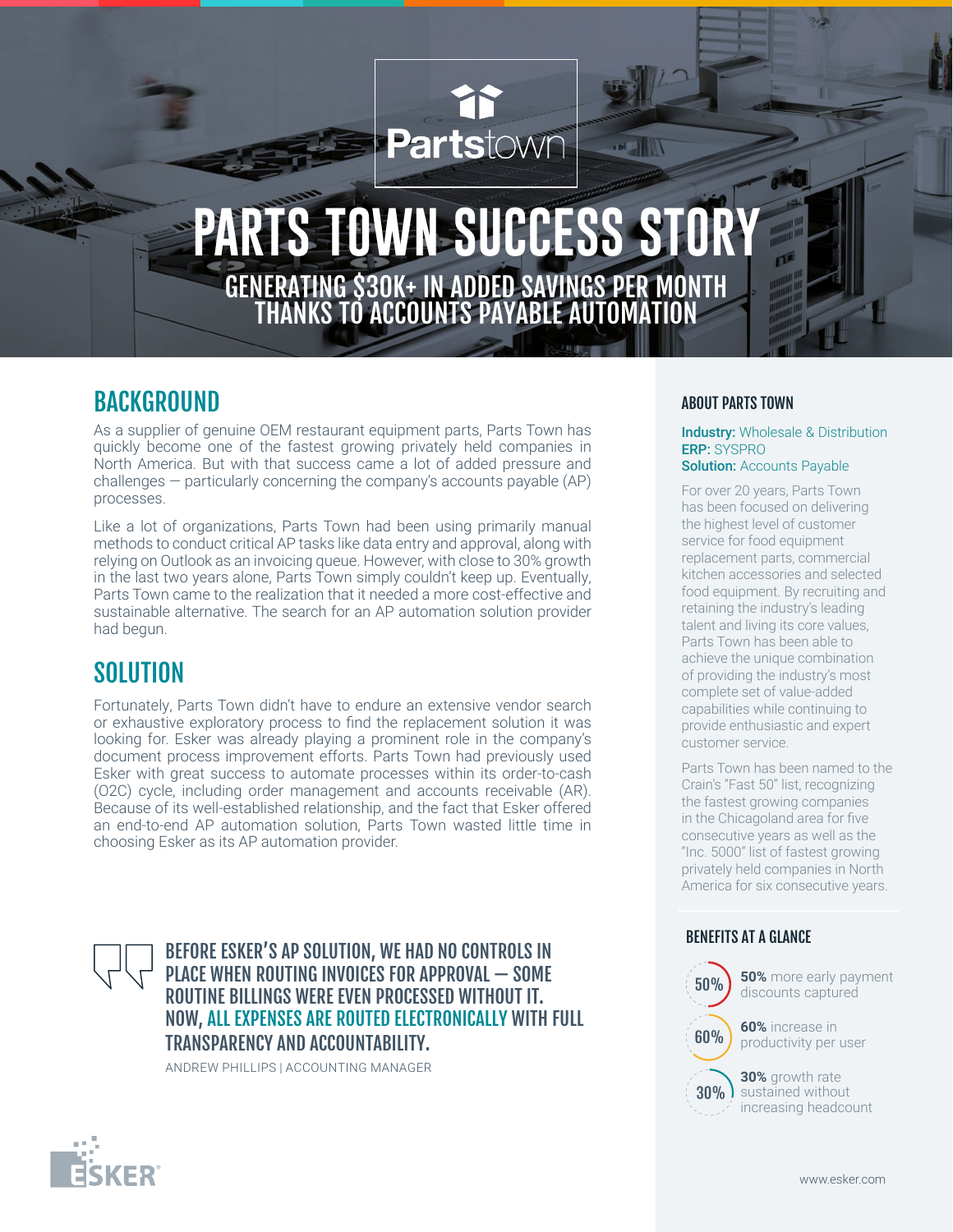# PARTS TOWN SUCCESS STORY

## GENERATING $30K+ IN ADDED SAVINGS PER MONTH THANKS TO ACCOUNTS PAYABLE AUTOMATION

## BACKGROUND

As a supplier of genuine OEM restaurant equipment parts, Parts Town has quickly become one of the fastest growing privately held companies in North America. But with that success came a lot of added pressure and challenges — particularly concerning the company's accounts payable (AP) processes.

Like a lot of organizations, Parts Town had been using primarily manual methods to conduct critical AP tasks like data entry and approval, along with relying on Outlook as an invoicing queue. However, with close to 30% growth in the last two years alone, Parts Town simply couldn't keep up. Eventually, Parts Town came to the realization that it needed a more cost-effective and sustainable alternative. The search for an AP automation solution provider had begun.

## SOLUTION

Fortunately, Parts Town didn't have to endure an extensive vendor search or exhaustive exploratory process to find the replacement solution it was looking for. Esker was already playing a prominent role in the company's document process improvement efforts. Parts Town had previously used Esker with great success to automate processes within its order-to-cash (O2C) cycle, including order management and accounts receivable (AR). Because of its well-established relationship, and the fact that Esker offered an end-to-end AP automation solution, Parts Town wasted little time in choosing Esker as its AP automation provider.

> BEFORE ESKER'S AP SOLUTION, WE HAD NO CONTROLS IN PLACE WHEN ROUTING INVOICES FOR APPROVAL — SOME ROUTINE BILLINGS WERE EVEN PROCESSED WITHOUT IT. NOW, ALL EXPENSES ARE ROUTED ELECTRONICALLY WITH FULL TRANSPARENCY AND ACCOUNTABILITY.
>
> ANDREW PHILLIPS | ACCOUNTING MANAGER

### ABOUT PARTS TOWN

**Industry:** Wholesale & Distribution
**ERP:** SYSPRO
**Solution:** Accounts Payable

For over 20 years, Parts Town has been focused on delivering the highest level of customer service for food equipment replacement parts, commercial kitchen accessories and selected food equipment. By recruiting and retaining the industry's leading talent and living its core values, Parts Town has been able to achieve the unique combination of providing the industry's most complete set of value-added capabilities while continuing to provide enthusiastic and expert customer service.

Parts Town has been named to the Crain's "Fast 50" list, recognizing the fastest growing companies in the Chicagoland area for five consecutive years as well as the "Inc. 5000" list of fastest growing privately held companies in North America for six consecutive years.

### BENEFITS AT A GLANCE

- 50% — **50%** more early payment discounts captured
- 60% — **60%** increase in productivity per user
- 30% — **30%** growth rate sustained without increasing headcount

www.esker.com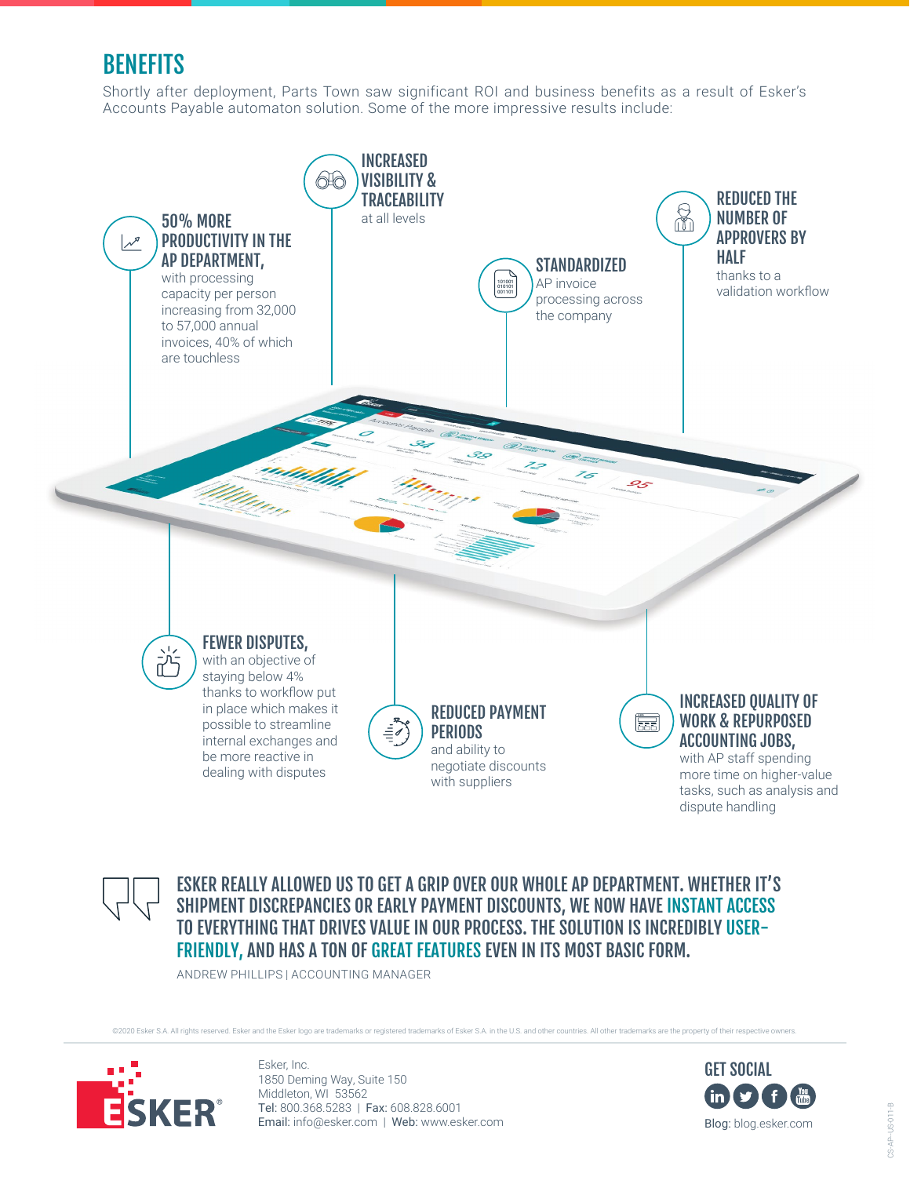# BENEFITS

Shortly after deployment, Parts Town saw significant ROI and business benefits as a result of Esker's Accounts Payable automaton solution. Some of the more impressive results include:

**50% MORE PRODUCTIVITY IN THE AP DEPARTMENT,** with processing capacity per person increasing from 32,000 to 57,000 annual invoices, 40% of which are touchless

**INCREASED VISIBILITY & TRACEABILITY** at all levels

**STANDARDIZED** AP invoice processing across the company

**REDUCED THE NUMBER OF APPROVERS BY HALF** thanks to a validation workflow

**FEWER DISPUTES,** with an objective of staying below 4% thanks to workflow put in place which makes it possible to streamline internal exchanges and be more reactive in dealing with disputes

**REDUCED PAYMENT PERIODS** and ability to negotiate discounts with suppliers

**INCREASED QUALITY OF WORK & REPURPOSED ACCOUNTING JOBS,** with AP staff spending more time on higher-value tasks, such as analysis and dispute handling

> ESKER REALLY ALLOWED US TO GET A GRIP OVER OUR WHOLE AP DEPARTMENT. WHETHER IT'S SHIPMENT DISCREPANCIES OR EARLY PAYMENT DISCOUNTS, WE NOW HAVE INSTANT ACCESS TO EVERYTHING THAT DRIVES VALUE IN OUR PROCESS. THE SOLUTION IS INCREDIBLY USER-FRIENDLY, AND HAS A TON OF GREAT FEATURES EVEN IN ITS MOST BASIC FORM.
>
> ANDREW PHILLIPS | ACCOUNTING MANAGER

©2020 Esker S.A. All rights reserved. Esker and the Esker logo are trademarks or registered trademarks of Esker S.A. in the U.S. and other countries. All other trademarks are the property of their respective owners.

Esker, Inc.
1850 Deming Way, Suite 150
Middleton, WI 53562
Tel: 800.368.5283 | Fax: 608.828.6001
Email: info@esker.com | Web: www.esker.com

GET SOCIAL

Blog: blog.esker.com

CS-AP-US-011-B